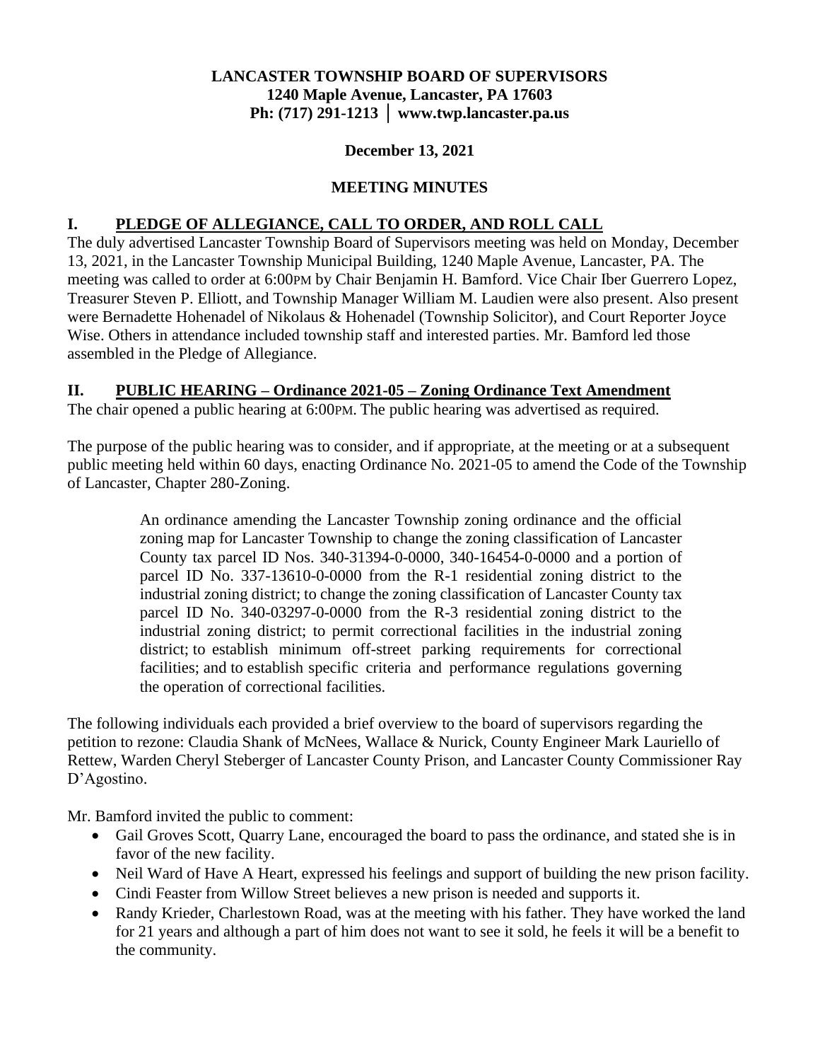**LANCASTER TOWNSHIP BOARD OF SUPERVISORS**
**1240 Maple Avenue, Lancaster, PA 17603**
**Ph: (717) 291-1213 │ www.twp.lancaster.pa.us**

**December 13, 2021**

**MEETING MINUTES**

## I. PLEDGE OF ALLEGIANCE, CALL TO ORDER, AND ROLL CALL

The duly advertised Lancaster Township Board of Supervisors meeting was held on Monday, December 13, 2021, in the Lancaster Township Municipal Building, 1240 Maple Avenue, Lancaster, PA. The meeting was called to order at 6:00PM by Chair Benjamin H. Bamford. Vice Chair Iber Guerrero Lopez, Treasurer Steven P. Elliott, and Township Manager William M. Laudien were also present. Also present were Bernadette Hohenadel of Nikolaus & Hohenadel (Township Solicitor), and Court Reporter Joyce Wise. Others in attendance included township staff and interested parties. Mr. Bamford led those assembled in the Pledge of Allegiance.

## II. PUBLIC HEARING – Ordinance 2021-05 – Zoning Ordinance Text Amendment

The chair opened a public hearing at 6:00PM. The public hearing was advertised as required.

The purpose of the public hearing was to consider, and if appropriate, at the meeting or at a subsequent public meeting held within 60 days, enacting Ordinance No. 2021-05 to amend the Code of the Township of Lancaster, Chapter 280-Zoning.

> An ordinance amending the Lancaster Township zoning ordinance and the official zoning map for Lancaster Township to change the zoning classification of Lancaster County tax parcel ID Nos. 340-31394-0-0000, 340-16454-0-0000 and a portion of parcel ID No. 337-13610-0-0000 from the R-1 residential zoning district to the industrial zoning district; to change the zoning classification of Lancaster County tax parcel ID No. 340-03297-0-0000 from the R-3 residential zoning district to the industrial zoning district; to permit correctional facilities in the industrial zoning district; to establish minimum off-street parking requirements for correctional facilities; and to establish specific criteria and performance regulations governing the operation of correctional facilities.

The following individuals each provided a brief overview to the board of supervisors regarding the petition to rezone: Claudia Shank of McNees, Wallace & Nurick, County Engineer Mark Lauriello of Rettew, Warden Cheryl Steberger of Lancaster County Prison, and Lancaster County Commissioner Ray D'Agostino.

Mr. Bamford invited the public to comment:

- Gail Groves Scott, Quarry Lane, encouraged the board to pass the ordinance, and stated she is in favor of the new facility.
- Neil Ward of Have A Heart, expressed his feelings and support of building the new prison facility.
- Cindi Feaster from Willow Street believes a new prison is needed and supports it.
- Randy Krieder, Charlestown Road, was at the meeting with his father. They have worked the land for 21 years and although a part of him does not want to see it sold, he feels it will be a benefit to the community.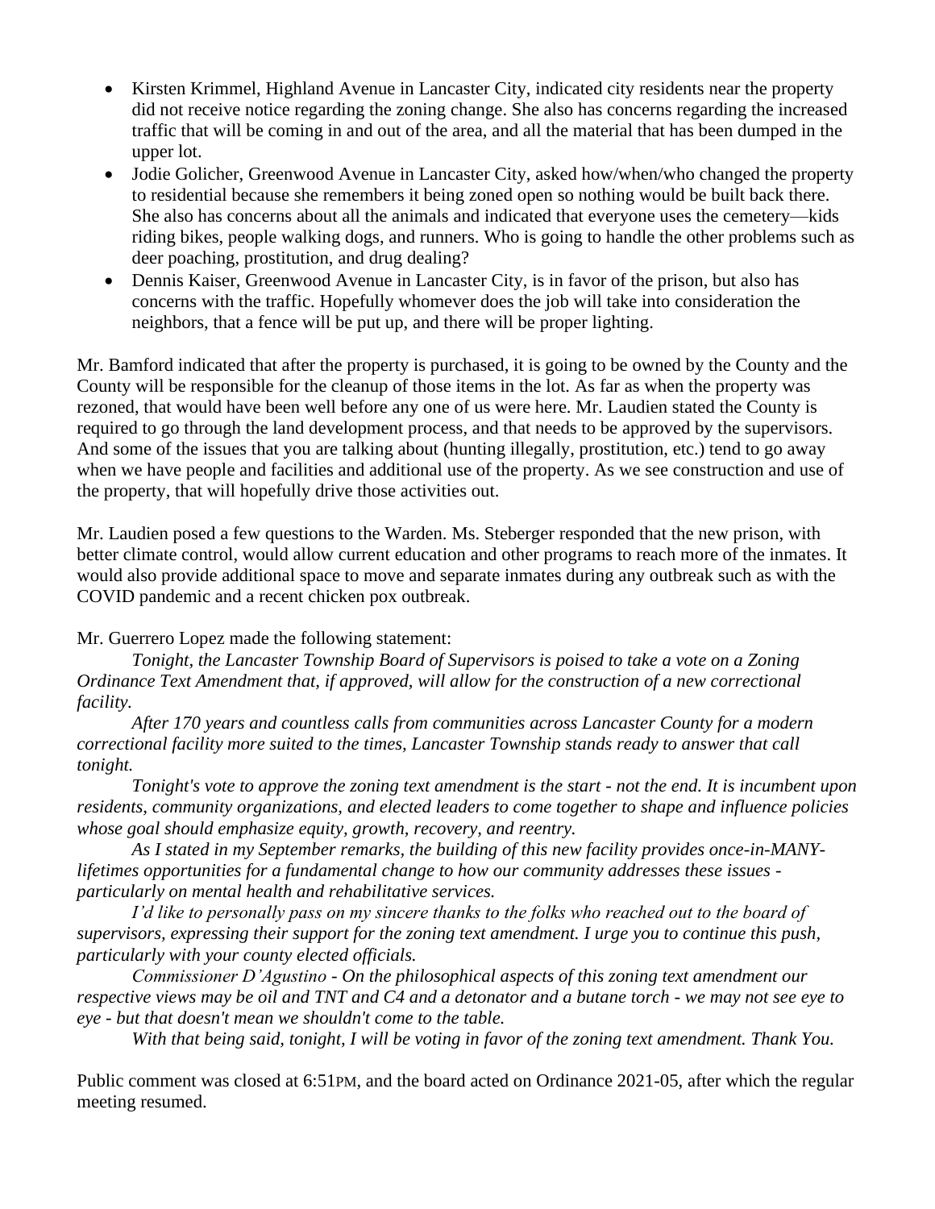- Kirsten Krimmel, Highland Avenue in Lancaster City, indicated city residents near the property did not receive notice regarding the zoning change. She also has concerns regarding the increased traffic that will be coming in and out of the area, and all the material that has been dumped in the upper lot.
- Jodie Golicher, Greenwood Avenue in Lancaster City, asked how/when/who changed the property to residential because she remembers it being zoned open so nothing would be built back there. She also has concerns about all the animals and indicated that everyone uses the cemetery—kids riding bikes, people walking dogs, and runners. Who is going to handle the other problems such as deer poaching, prostitution, and drug dealing?
- Dennis Kaiser, Greenwood Avenue in Lancaster City, is in favor of the prison, but also has concerns with the traffic. Hopefully whomever does the job will take into consideration the neighbors, that a fence will be put up, and there will be proper lighting.

Mr. Bamford indicated that after the property is purchased, it is going to be owned by the County and the County will be responsible for the cleanup of those items in the lot. As far as when the property was rezoned, that would have been well before any one of us were here. Mr. Laudien stated the County is required to go through the land development process, and that needs to be approved by the supervisors. And some of the issues that you are talking about (hunting illegally, prostitution, etc.) tend to go away when we have people and facilities and additional use of the property. As we see construction and use of the property, that will hopefully drive those activities out.

Mr. Laudien posed a few questions to the Warden. Ms. Steberger responded that the new prison, with better climate control, would allow current education and other programs to reach more of the inmates. It would also provide additional space to move and separate inmates during any outbreak such as with the COVID pandemic and a recent chicken pox outbreak.

Mr. Guerrero Lopez made the following statement:

*Tonight, the Lancaster Township Board of Supervisors is poised to take a vote on a Zoning Ordinance Text Amendment that, if approved, will allow for the construction of a new correctional facility.*

*After 170 years and countless calls from communities across Lancaster County for a modern correctional facility more suited to the times, Lancaster Township stands ready to answer that call tonight.*

*Tonight's vote to approve the zoning text amendment is the start - not the end. It is incumbent upon residents, community organizations, and elected leaders to come together to shape and influence policies whose goal should emphasize equity, growth, recovery, and reentry.*

*As I stated in my September remarks, the building of this new facility provides once-in-MANY-lifetimes opportunities for a fundamental change to how our community addresses these issues - particularly on mental health and rehabilitative services.*

*I'd like to personally pass on my sincere thanks to the folks who reached out to the board of supervisors, expressing their support for the zoning text amendment. I urge you to continue this push, particularly with your county elected officials.*

*Commissioner D'Agustino - On the philosophical aspects of this zoning text amendment our respective views may be oil and TNT and C4 and a detonator and a butane torch - we may not see eye to eye - but that doesn't mean we shouldn't come to the table.*

*With that being said, tonight, I will be voting in favor of the zoning text amendment. Thank You.*

Public comment was closed at 6:51PM, and the board acted on Ordinance 2021-05, after which the regular meeting resumed.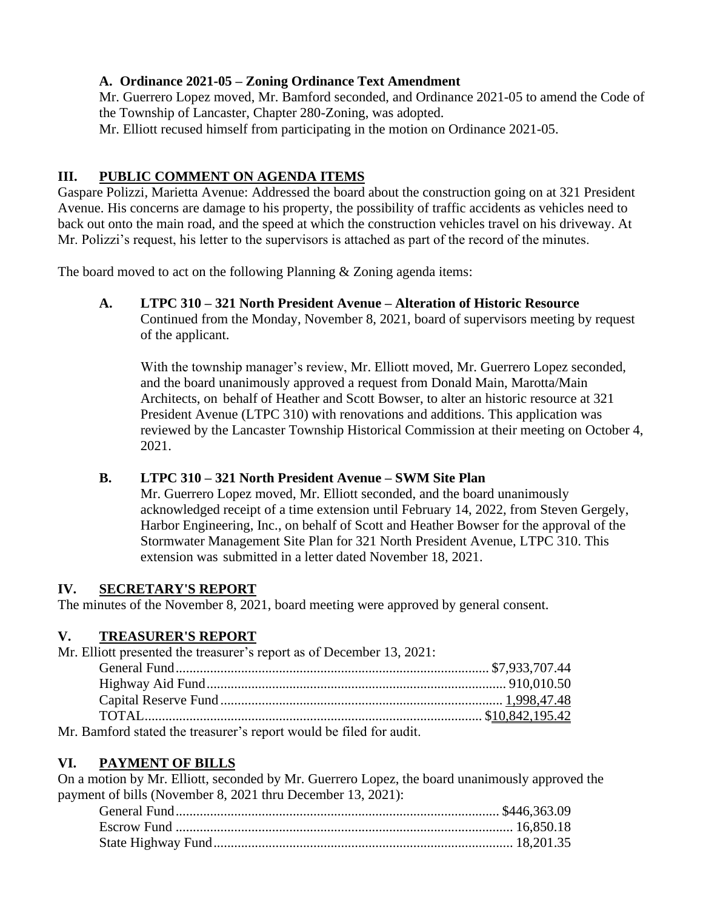**A. Ordinance 2021-05 – Zoning Ordinance Text Amendment**

Mr. Guerrero Lopez moved, Mr. Bamford seconded, and Ordinance 2021-05 to amend the Code of the Township of Lancaster, Chapter 280-Zoning, was adopted.

Mr. Elliott recused himself from participating in the motion on Ordinance 2021-05.

## III. PUBLIC COMMENT ON AGENDA ITEMS

Gaspare Polizzi, Marietta Avenue: Addressed the board about the construction going on at 321 President Avenue. His concerns are damage to his property, the possibility of traffic accidents as vehicles need to back out onto the main road, and the speed at which the construction vehicles travel on his driveway. At Mr. Polizzi's request, his letter to the supervisors is attached as part of the record of the minutes.

The board moved to act on the following Planning & Zoning agenda items:

**A. LTPC 310 – 321 North President Avenue – Alteration of Historic Resource**

Continued from the Monday, November 8, 2021, board of supervisors meeting by request of the applicant.

With the township manager's review, Mr. Elliott moved, Mr. Guerrero Lopez seconded, and the board unanimously approved a request from Donald Main, Marotta/Main Architects, on behalf of Heather and Scott Bowser, to alter an historic resource at 321 President Avenue (LTPC 310) with renovations and additions. This application was reviewed by the Lancaster Township Historical Commission at their meeting on October 4, 2021.

**B. LTPC 310 – 321 North President Avenue – SWM Site Plan**

Mr. Guerrero Lopez moved, Mr. Elliott seconded, and the board unanimously acknowledged receipt of a time extension until February 14, 2022, from Steven Gergely, Harbor Engineering, Inc., on behalf of Scott and Heather Bowser for the approval of the Stormwater Management Site Plan for 321 North President Avenue, LTPC 310. This extension was submitted in a letter dated November 18, 2021.

## IV. SECRETARY'S REPORT

The minutes of the November 8, 2021, board meeting were approved by general consent.

## V. TREASURER'S REPORT

Mr. Elliott presented the treasurer's report as of December 13, 2021:

| | |
|---|---|
| General Fund | $7,933,707.44 |
| Highway Aid Fund | 910,010.50 |
| Capital Reserve Fund | 1,998,47.48 |
| TOTAL | $10,842,195.42 |

Mr. Bamford stated the treasurer's report would be filed for audit.

## VI. PAYMENT OF BILLS

On a motion by Mr. Elliott, seconded by Mr. Guerrero Lopez, the board unanimously approved the payment of bills (November 8, 2021 thru December 13, 2021):

| | |
|---|---|
| General Fund | $446,363.09 |
| Escrow Fund | 16,850.18 |
| State Highway Fund | 18,201.35 |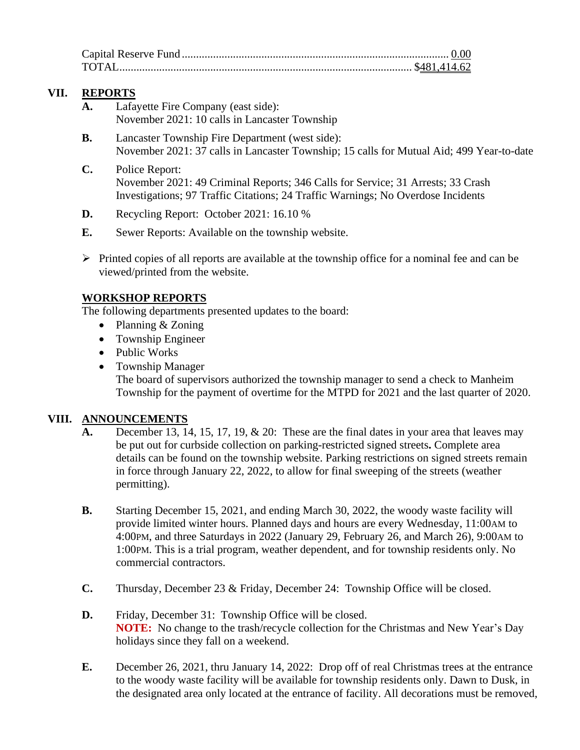| | |
|---|---|
| Capital Reserve Fund | 0.00 |
| TOTAL | $481,414.62 |

## VII. REPORTS

**A.** Lafayette Fire Company (east side):
November 2021: 10 calls in Lancaster Township

**B.** Lancaster Township Fire Department (west side):
November 2021: 37 calls in Lancaster Township; 15 calls for Mutual Aid; 499 Year-to-date

**C.** Police Report:
November 2021: 49 Criminal Reports; 346 Calls for Service; 31 Arrests; 33 Crash Investigations; 97 Traffic Citations; 24 Traffic Warnings; No Overdose Incidents

**D.** Recycling Report: October 2021: 16.10 %

**E.** Sewer Reports: Available on the township website.

- Printed copies of all reports are available at the township office for a nominal fee and can be viewed/printed from the website.

### WORKSHOP REPORTS

The following departments presented updates to the board:

- Planning & Zoning
- Township Engineer
- Public Works
- Township Manager
  The board of supervisors authorized the township manager to send a check to Manheim Township for the payment of overtime for the MTPD for 2021 and the last quarter of 2020.

## VIII. ANNOUNCEMENTS

**A.** December 13, 14, 15, 17, 19, & 20: These are the final dates in your area that leaves may be put out for curbside collection on parking-restricted signed streets**.** Complete area details can be found on the township website. Parking restrictions on signed streets remain in force through January 22, 2022, to allow for final sweeping of the streets (weather permitting).

**B.** Starting December 15, 2021, and ending March 30, 2022, the woody waste facility will provide limited winter hours. Planned days and hours are every Wednesday, 11:00AM to 4:00PM, and three Saturdays in 2022 (January 29, February 26, and March 26), 9:00AM to 1:00PM. This is a trial program, weather dependent, and for township residents only. No commercial contractors.

**C.** Thursday, December 23 & Friday, December 24: Township Office will be closed.

**D.** Friday, December 31: Township Office will be closed.
**NOTE:** No change to the trash/recycle collection for the Christmas and New Year's Day holidays since they fall on a weekend.

**E.** December 26, 2021, thru January 14, 2022: Drop off of real Christmas trees at the entrance to the woody waste facility will be available for township residents only. Dawn to Dusk, in the designated area only located at the entrance of facility. All decorations must be removed,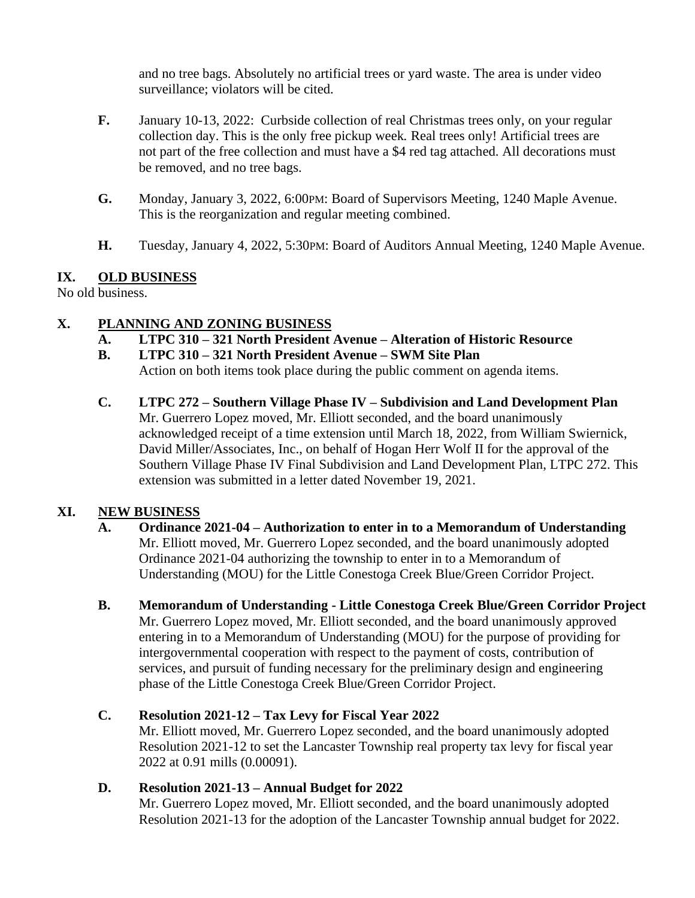and no tree bags. Absolutely no artificial trees or yard waste. The area is under video surveillance; violators will be cited.

**F.** January 10-13, 2022: Curbside collection of real Christmas trees only, on your regular collection day. This is the only free pickup week. Real trees only! Artificial trees are not part of the free collection and must have a $4 red tag attached. All decorations must be removed, and no tree bags.

**G.** Monday, January 3, 2022, 6:00PM: Board of Supervisors Meeting, 1240 Maple Avenue. This is the reorganization and regular meeting combined.

**H.** Tuesday, January 4, 2022, 5:30PM: Board of Auditors Annual Meeting, 1240 Maple Avenue.

## IX. OLD BUSINESS

No old business.

## X. PLANNING AND ZONING BUSINESS

**A. LTPC 310 – 321 North President Avenue – Alteration of Historic Resource**

**B. LTPC 310 – 321 North President Avenue – SWM Site Plan**

Action on both items took place during the public comment on agenda items.

**C. LTPC 272 – Southern Village Phase IV – Subdivision and Land Development Plan**

Mr. Guerrero Lopez moved, Mr. Elliott seconded, and the board unanimously acknowledged receipt of a time extension until March 18, 2022, from William Swiernick, David Miller/Associates, Inc., on behalf of Hogan Herr Wolf II for the approval of the Southern Village Phase IV Final Subdivision and Land Development Plan, LTPC 272. This extension was submitted in a letter dated November 19, 2021.

## XI. NEW BUSINESS

**A. Ordinance 2021-04 – Authorization to enter in to a Memorandum of Understanding**

Mr. Elliott moved, Mr. Guerrero Lopez seconded, and the board unanimously adopted Ordinance 2021-04 authorizing the township to enter in to a Memorandum of Understanding (MOU) for the Little Conestoga Creek Blue/Green Corridor Project.

**B. Memorandum of Understanding - Little Conestoga Creek Blue/Green Corridor Project**

Mr. Guerrero Lopez moved, Mr. Elliott seconded, and the board unanimously approved entering in to a Memorandum of Understanding (MOU) for the purpose of providing for intergovernmental cooperation with respect to the payment of costs, contribution of services, and pursuit of funding necessary for the preliminary design and engineering phase of the Little Conestoga Creek Blue/Green Corridor Project.

**C. Resolution 2021-12 – Tax Levy for Fiscal Year 2022**

Mr. Elliott moved, Mr. Guerrero Lopez seconded, and the board unanimously adopted Resolution 2021-12 to set the Lancaster Township real property tax levy for fiscal year 2022 at 0.91 mills (0.00091).

**D. Resolution 2021-13 – Annual Budget for 2022**

Mr. Guerrero Lopez moved, Mr. Elliott seconded, and the board unanimously adopted Resolution 2021-13 for the adoption of the Lancaster Township annual budget for 2022.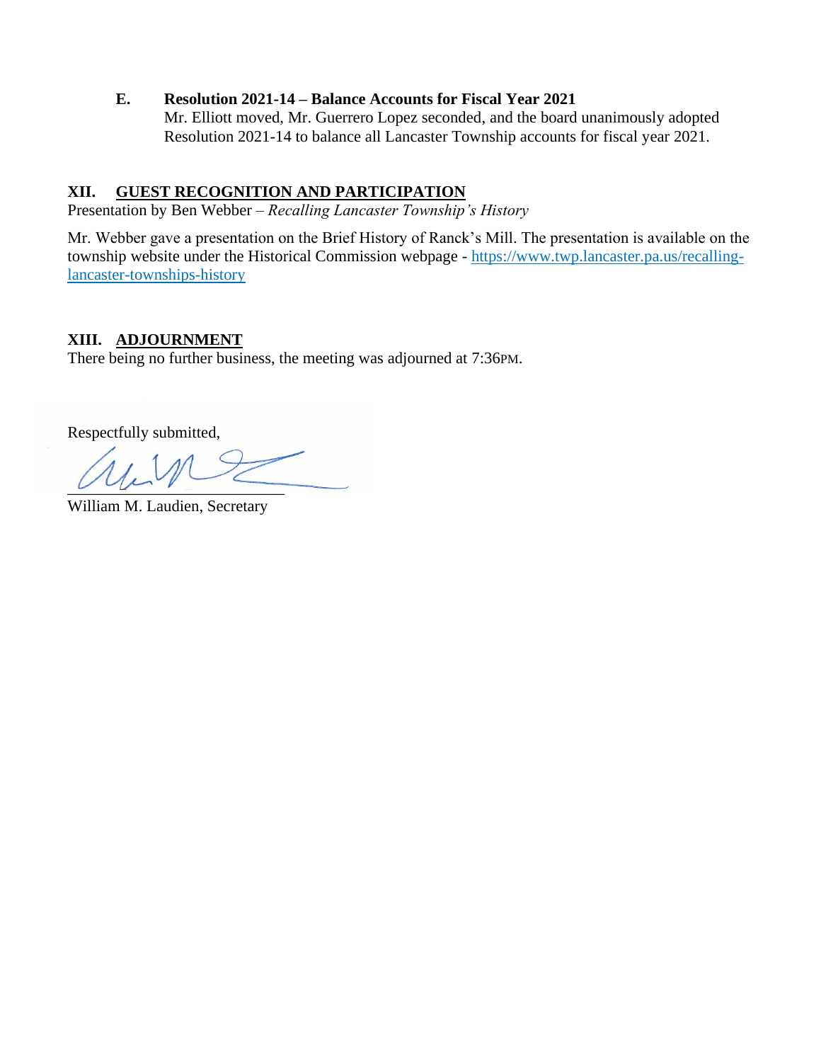**E. Resolution 2021-14 – Balance Accounts for Fiscal Year 2021**

Mr. Elliott moved, Mr. Guerrero Lopez seconded, and the board unanimously adopted Resolution 2021-14 to balance all Lancaster Township accounts for fiscal year 2021.

## XII. GUEST RECOGNITION AND PARTICIPATION

Presentation by Ben Webber – *Recalling Lancaster Township's History*

Mr. Webber gave a presentation on the Brief History of Ranck's Mill. The presentation is available on the township website under the Historical Commission webpage - [https://www.twp.lancaster.pa.us/recalling-lancaster-townships-history](https://www.twp.lancaster.pa.us/recalling-lancaster-townships-history)

## XIII. ADJOURNMENT

There being no further business, the meeting was adjourned at 7:36PM.

Respectfully submitted,

William M. Laudien, Secretary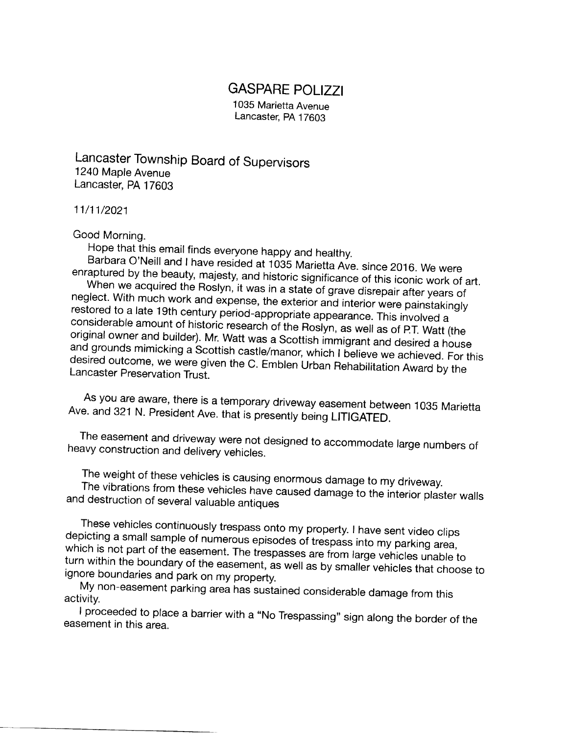# GASPARE POLIZZI

1035 Marietta Avenue
Lancaster, PA 17603

Lancaster Township Board of Supervisors
1240 Maple Avenue
Lancaster, PA 17603

11/11/2021

Good Morning.

Hope that this email finds everyone happy and healthy.

Barbara O'Neill and I have resided at 1035 Marietta Ave. since 2016. We were enraptured by the beauty, majesty, and historic significance of this iconic work of art.

When we acquired the Roslyn, it was in a state of grave disrepair after years of neglect. With much work and expense, the exterior and interior were painstakingly restored to a late 19th century period-appropriate appearance. This involved a considerable amount of historic research of the Roslyn, as well as of P.T. Watt (the original owner and builder). Mr. Watt was a Scottish immigrant and desired a house and grounds mimicking a Scottish castle/manor, which I believe we achieved. For this desired outcome, we were given the C. Emblen Urban Rehabilitation Award by the Lancaster Preservation Trust.

As you are aware, there is a temporary driveway easement between 1035 Marietta Ave. and 321 N. President Ave. that is presently being LITIGATED.

The easement and driveway were not designed to accommodate large numbers of heavy construction and delivery vehicles.

The weight of these vehicles is causing enormous damage to my driveway.

The vibrations from these vehicles have caused damage to the interior plaster walls and destruction of several valuable antiques

These vehicles continuously trespass onto my property. I have sent video clips depicting a small sample of numerous episodes of trespass into my parking area, which is not part of the easement. The trespasses are from large vehicles unable to turn within the boundary of the easement, as well as by smaller vehicles that choose to ignore boundaries and park on my property.

My non-easement parking area has sustained considerable damage from this activity.

I proceeded to place a barrier with a "No Trespassing" sign along the border of the easement in this area.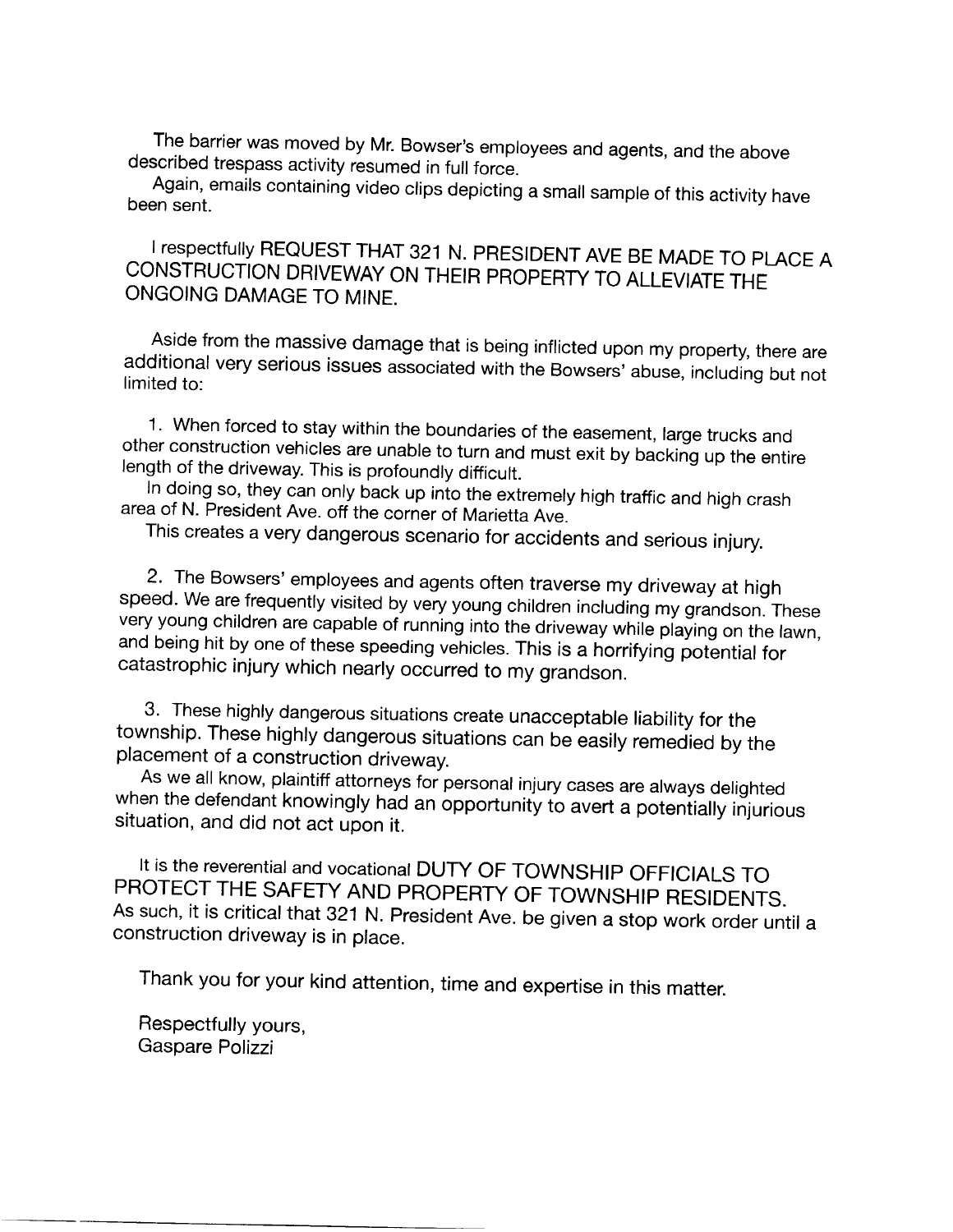The barrier was moved by Mr. Bowser's employees and agents, and the above described trespass activity resumed in full force.

Again, emails containing video clips depicting a small sample of this activity have been sent.

I respectfully REQUEST THAT 321 N. PRESIDENT AVE BE MADE TO PLACE A CONSTRUCTION DRIVEWAY ON THEIR PROPERTY TO ALLEVIATE THE ONGOING DAMAGE TO MINE.

Aside from the massive damage that is being inflicted upon my property, there are additional very serious issues associated with the Bowsers' abuse, including but not limited to:

1. When forced to stay within the boundaries of the easement, large trucks and other construction vehicles are unable to turn and must exit by backing up the entire length of the driveway. This is profoundly difficult.

   In doing so, they can only back up into the extremely high traffic and high crash area of N. President Ave. off the corner of Marietta Ave.

   This creates a very dangerous scenario for accidents and serious injury.

2. The Bowsers' employees and agents often traverse my driveway at high speed. We are frequently visited by very young children including my grandson. These very young children are capable of running into the driveway while playing on the lawn, and being hit by one of these speeding vehicles. This is a horrifying potential for catastrophic injury which nearly occurred to my grandson.

3. These highly dangerous situations create unacceptable liability for the township. These highly dangerous situations can be easily remedied by the placement of a construction driveway.

   As we all know, plaintiff attorneys for personal injury cases are always delighted when the defendant knowingly had an opportunity to avert a potentially injurious situation, and did not act upon it.

It is the reverential and vocational DUTY OF TOWNSHIP OFFICIALS TO PROTECT THE SAFETY AND PROPERTY OF TOWNSHIP RESIDENTS. As such, it is critical that 321 N. President Ave. be given a stop work order until a construction driveway is in place.

Thank you for your kind attention, time and expertise in this matter.

Respectfully yours,
Gaspare Polizzi